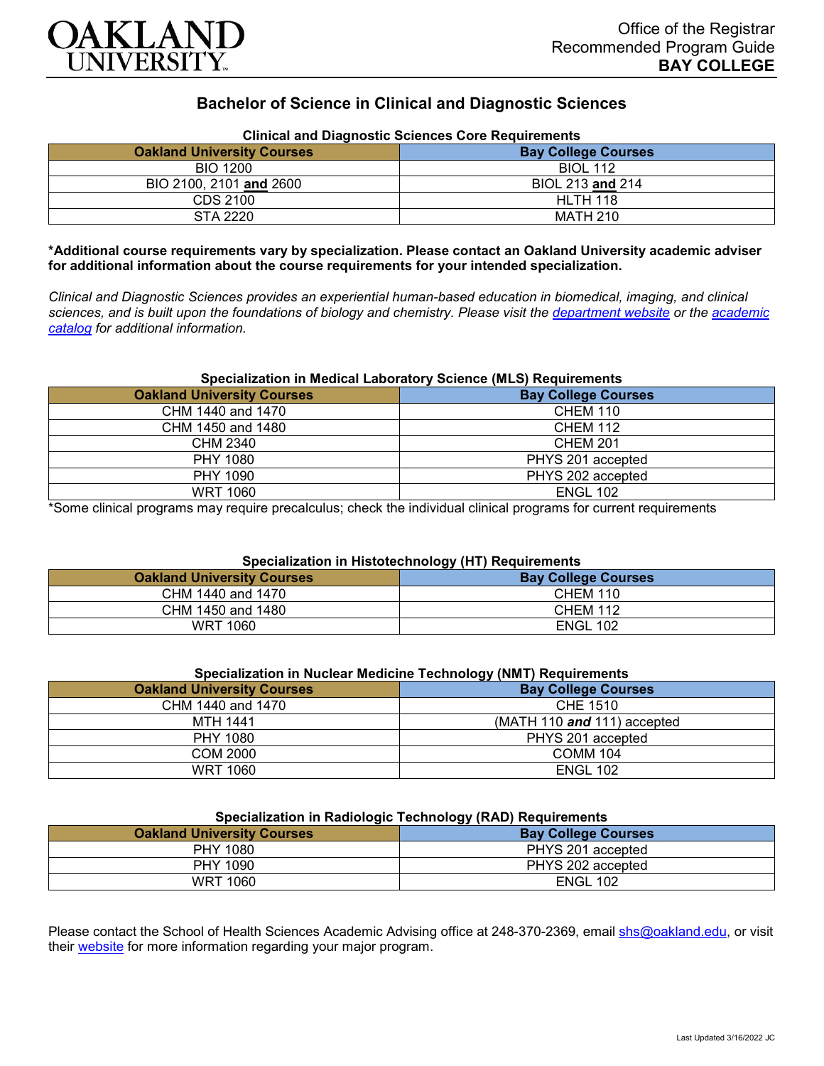OAKLAND UNIVERSITY

Office of the Registrar
Recommended Program Guide
**BAY COLLEGE**

# Bachelor of Science in Clinical and Diagnostic Sciences

### Clinical and Diagnostic Sciences Core Requirements

| Oakland University Courses | Bay College Courses |
| --- | --- |
| BIO 1200 | BIOL 112 |
| BIO 2100, 2101 **and** 2600 | BIOL 213 **and** 214 |
| CDS 2100 | HLTH 118 |
| STA 2220 | MATH 210 |

**\*Additional course requirements vary by specialization. Please contact an Oakland University academic adviser for additional information about the course requirements for your intended specialization.**

*Clinical and Diagnostic Sciences provides an experiential human-based education in biomedical, imaging, and clinical sciences, and is built upon the foundations of biology and chemistry. Please visit the [department website]() or the [academic catalog]() for additional information.*

### Specialization in Medical Laboratory Science (MLS) Requirements

| Oakland University Courses | Bay College Courses |
| --- | --- |
| CHM 1440 and 1470 | CHEM 110 |
| CHM 1450 and 1480 | CHEM 112 |
| CHM 2340 | CHEM 201 |
| PHY 1080 | PHYS 201 accepted |
| PHY 1090 | PHYS 202 accepted |
| WRT 1060 | ENGL 102 |

\*Some clinical programs may require precalculus; check the individual clinical programs for current requirements

### Specialization in Histotechnology (HT) Requirements

| Oakland University Courses | Bay College Courses |
| --- | --- |
| CHM 1440 and 1470 | CHEM 110 |
| CHM 1450 and 1480 | CHEM 112 |
| WRT 1060 | ENGL 102 |

### Specialization in Nuclear Medicine Technology (NMT) Requirements

| Oakland University Courses | Bay College Courses |
| --- | --- |
| CHM 1440 and 1470 | CHE 1510 |
| MTH 1441 | (MATH 110 ***and*** 111) accepted |
| PHY 1080 | PHYS 201 accepted |
| COM 2000 | COMM 104 |
| WRT 1060 | ENGL 102 |

### Specialization in Radiologic Technology (RAD) Requirements

| Oakland University Courses | Bay College Courses |
| --- | --- |
| PHY 1080 | PHYS 201 accepted |
| PHY 1090 | PHYS 202 accepted |
| WRT 1060 | ENGL 102 |

Please contact the School of Health Sciences Academic Advising office at 248-370-2369, email [shs@oakland.edu](mailto:shs@oakland.edu), or visit their [website]() for more information regarding your major program.

Last Updated 3/16/2022 JC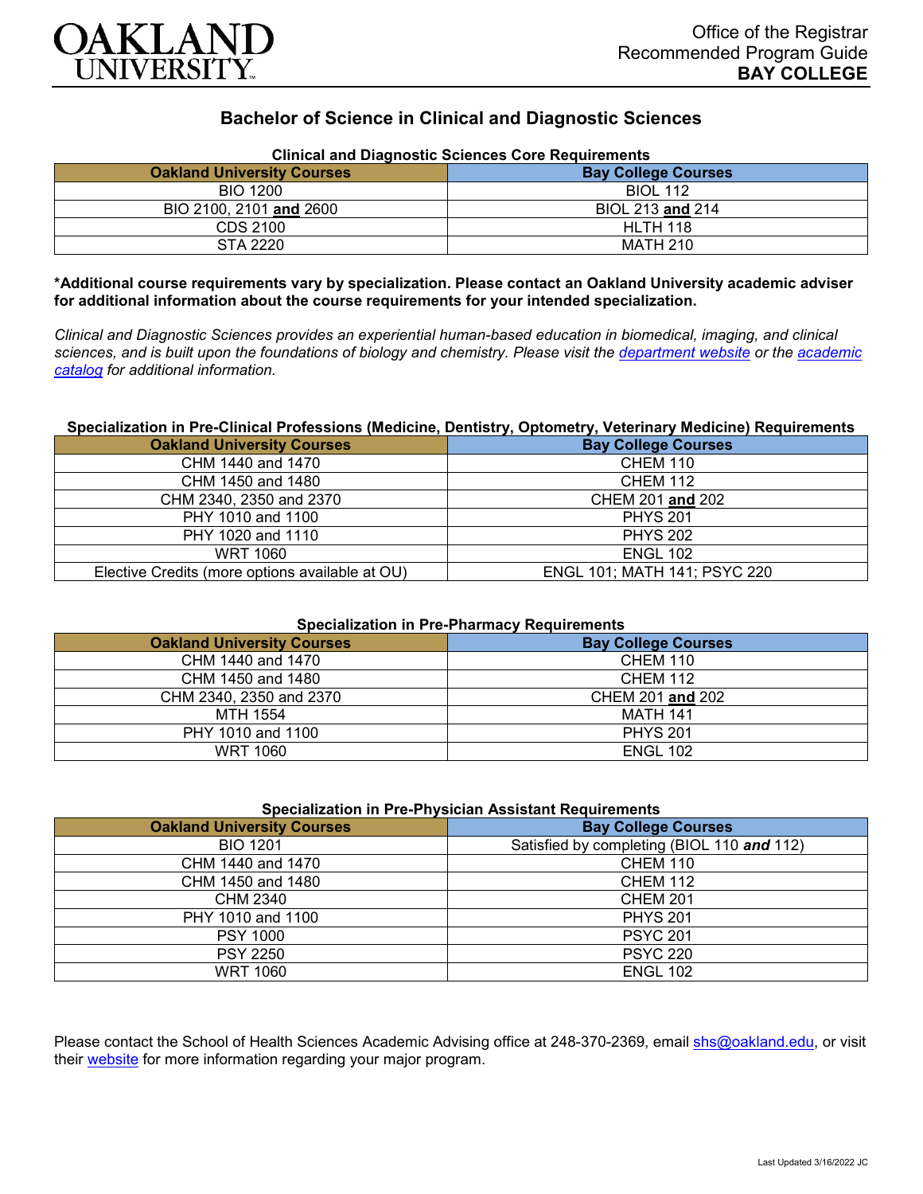Office of the Registrar
Recommended Program Guide
**BAY COLLEGE**

# Bachelor of Science in Clinical and Diagnostic Sciences

**Clinical and Diagnostic Sciences Core Requirements**

| Oakland University Courses | Bay College Courses |
|---|---|
| BIO 1200 | BIOL 112 |
| BIO 2100, 2101 **and** 2600 | BIOL 213 **and** 214 |
| CDS 2100 | HLTH 118 |
| STA 2220 | MATH 210 |

**\*Additional course requirements vary by specialization. Please contact an Oakland University academic adviser for additional information about the course requirements for your intended specialization.**

*Clinical and Diagnostic Sciences provides an experiential human-based education in biomedical, imaging, and clinical sciences, and is built upon the foundations of biology and chemistry. Please visit the department website or the academic catalog for additional information.*

**Specialization in Pre-Clinical Professions (Medicine, Dentistry, Optometry, Veterinary Medicine) Requirements**

| Oakland University Courses | Bay College Courses |
|---|---|
| CHM 1440 and 1470 | CHEM 110 |
| CHM 1450 and 1480 | CHEM 112 |
| CHM 2340, 2350 and 2370 | CHEM 201 **and** 202 |
| PHY 1010 and 1100 | PHYS 201 |
| PHY 1020 and 1110 | PHYS 202 |
| WRT 1060 | ENGL 102 |
| Elective Credits (more options available at OU) | ENGL 101; MATH 141; PSYC 220 |

**Specialization in Pre-Pharmacy Requirements**

| Oakland University Courses | Bay College Courses |
|---|---|
| CHM 1440 and 1470 | CHEM 110 |
| CHM 1450 and 1480 | CHEM 112 |
| CHM 2340, 2350 and 2370 | CHEM 201 **and** 202 |
| MTH 1554 | MATH 141 |
| PHY 1010 and 1100 | PHYS 201 |
| WRT 1060 | ENGL 102 |

**Specialization in Pre-Physician Assistant Requirements**

| Oakland University Courses | Bay College Courses |
|---|---|
| BIO 1201 | Satisfied by completing (BIOL 110 ***and*** 112) |
| CHM 1440 and 1470 | CHEM 110 |
| CHM 1450 and 1480 | CHEM 112 |
| CHM 2340 | CHEM 201 |
| PHY 1010 and 1100 | PHYS 201 |
| PSY 1000 | PSYC 201 |
| PSY 2250 | PSYC 220 |
| WRT 1060 | ENGL 102 |

Please contact the School of Health Sciences Academic Advising office at 248-370-2369, email shs@oakland.edu, or visit their website for more information regarding your major program.

Last Updated 3/16/2022 JC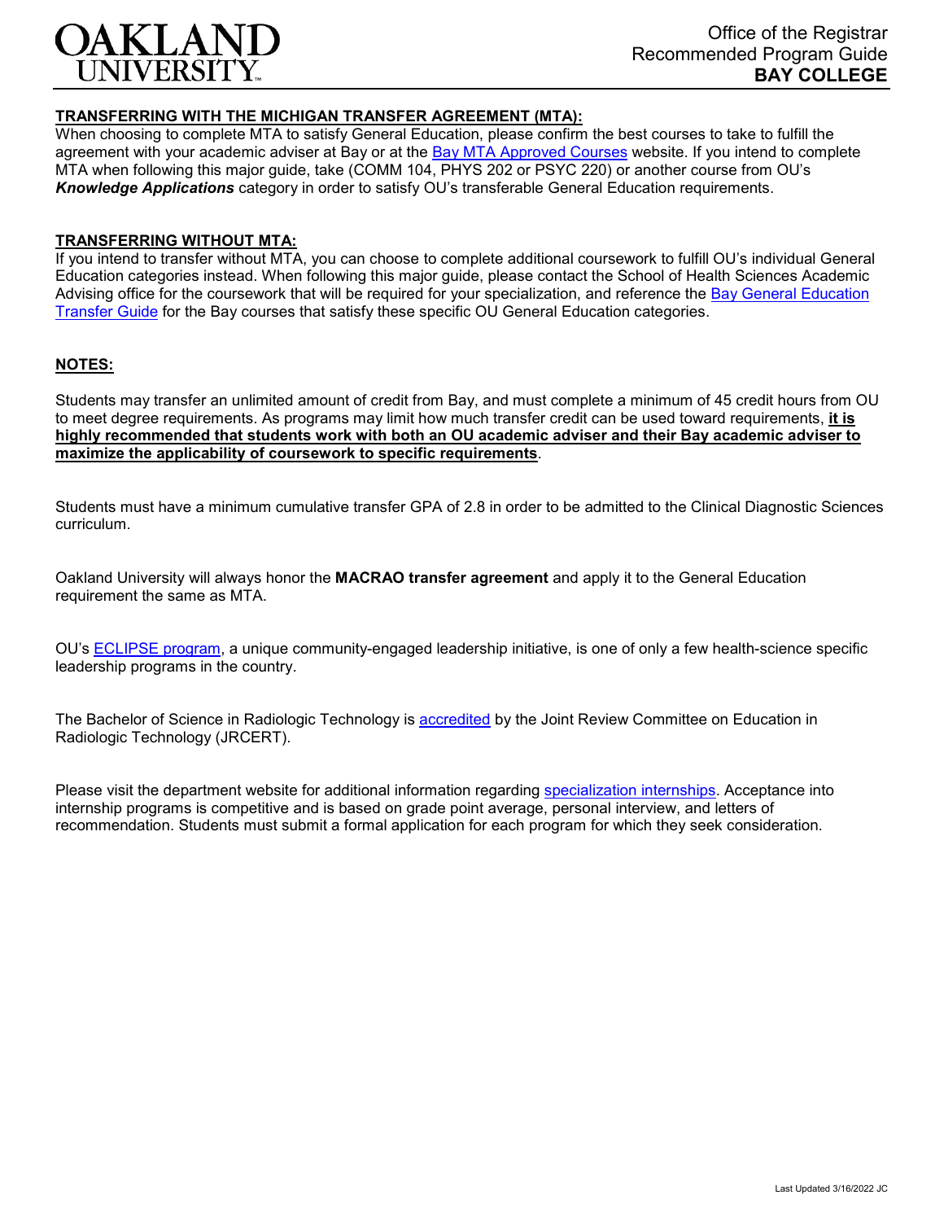**TRANSFERRING WITH THE MICHIGAN TRANSFER AGREEMENT (MTA):**

When choosing to complete MTA to satisfy General Education, please confirm the best courses to take to fulfill the agreement with your academic adviser at Bay or at the Bay MTA Approved Courses website. If you intend to complete MTA when following this major guide, take (COMM 104, PHYS 202 or PSYC 220) or another course from OU's ***Knowledge Applications*** category in order to satisfy OU's transferable General Education requirements.

**TRANSFERRING WITHOUT MTA:**

If you intend to transfer without MTA, you can choose to complete additional coursework to fulfill OU's individual General Education categories instead. When following this major guide, please contact the School of Health Sciences Academic Advising office for the coursework that will be required for your specialization, and reference the Bay General Education Transfer Guide for the Bay courses that satisfy these specific OU General Education categories.

**NOTES:**

Students may transfer an unlimited amount of credit from Bay, and must complete a minimum of 45 credit hours from OU to meet degree requirements. As programs may limit how much transfer credit can be used toward requirements, **it is highly recommended that students work with both an OU academic adviser and their Bay academic adviser to maximize the applicability of coursework to specific requirements**.

Students must have a minimum cumulative transfer GPA of 2.8 in order to be admitted to the Clinical Diagnostic Sciences curriculum.

Oakland University will always honor the **MACRAO transfer agreement** and apply it to the General Education requirement the same as MTA.

OU's ECLIPSE program, a unique community-engaged leadership initiative, is one of only a few health-science specific leadership programs in the country.

The Bachelor of Science in Radiologic Technology is accredited by the Joint Review Committee on Education in Radiologic Technology (JRCERT).

Please visit the department website for additional information regarding specialization internships. Acceptance into internship programs is competitive and is based on grade point average, personal interview, and letters of recommendation. Students must submit a formal application for each program for which they seek consideration.

Last Updated 3/16/2022 JC